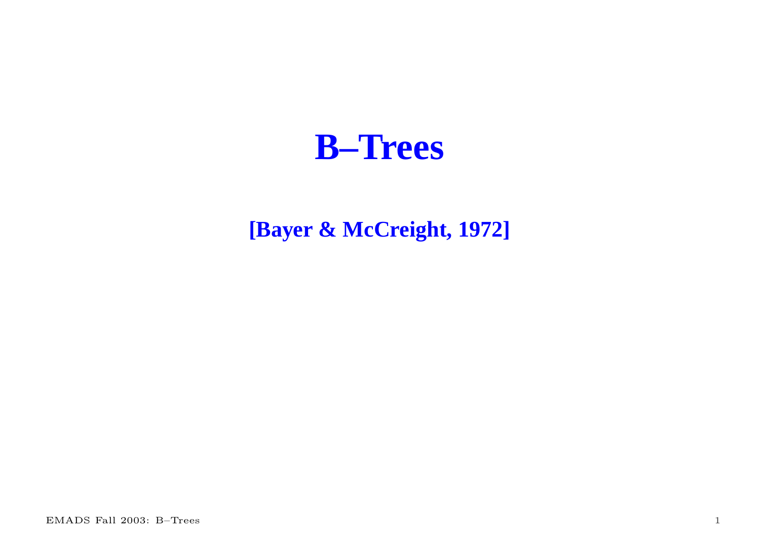# B–Trees

**[Bayer & McCreight, 1972]**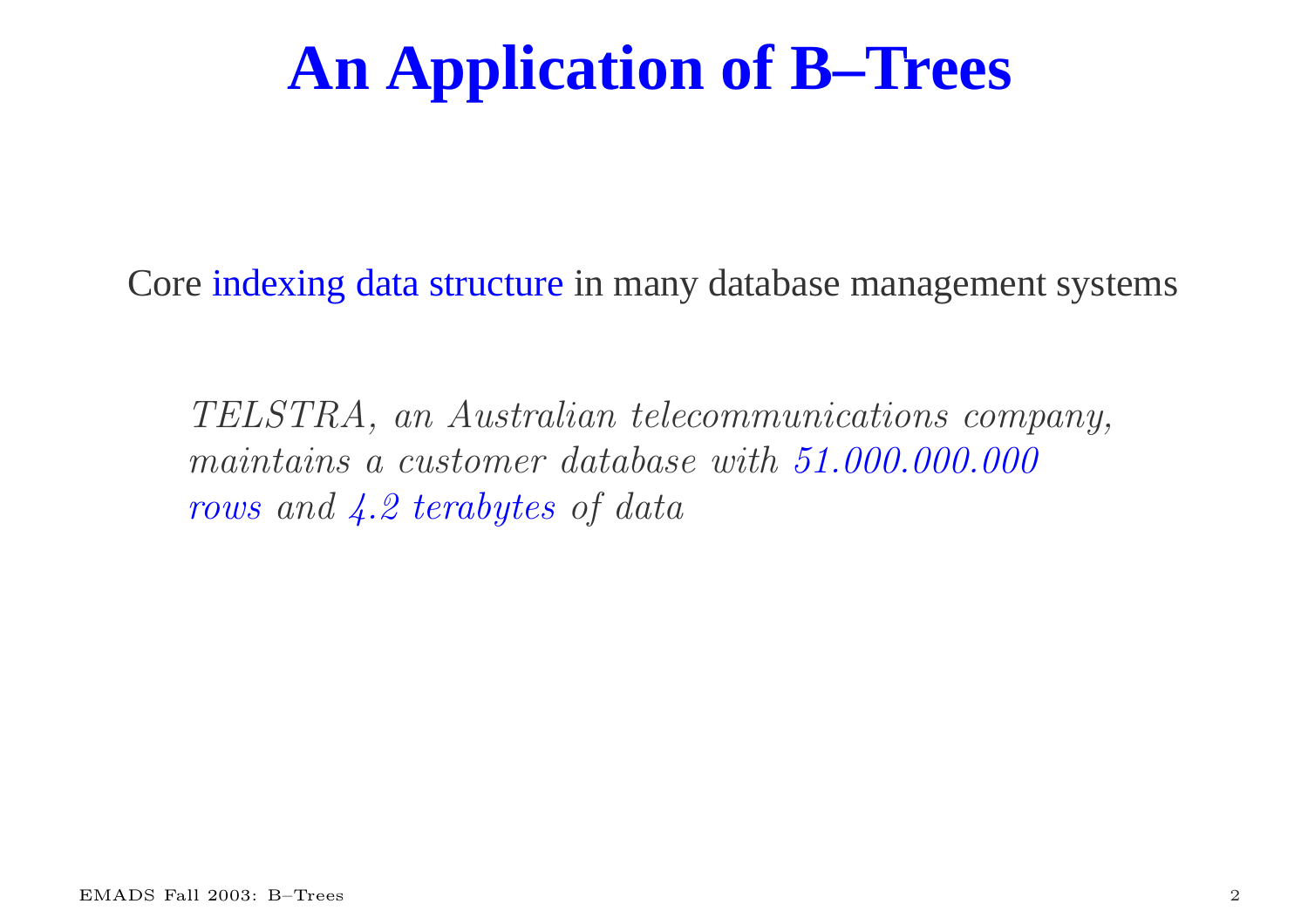# An Application of B–Trees

Core indexing data structure in many database management systems

*TELSTRA, an Australian telecommunications company, maintains a customer database with 51.000.000.000 rows and 4.2 terabytes of data*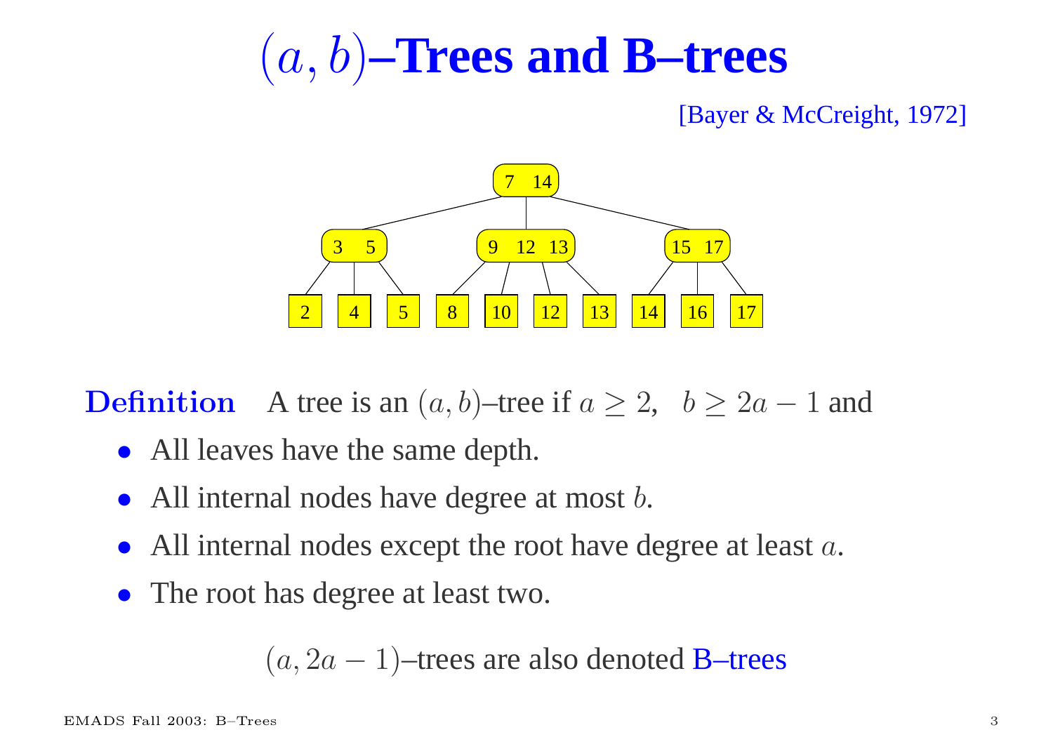# $(a, b)$–Trees and B–trees

[Bayer & McCreight, 1972]

**Definition** A tree is an $(a, b)$–tree if $a \geq 2$, $b \geq 2a - 1$ and

- All leaves have the same depth.
- All internal nodes have degree at most $b$.
- All internal nodes except the root have degree at least $a$.
- The root has degree at least two.

$(a, 2a - 1)$–trees are also denoted B–trees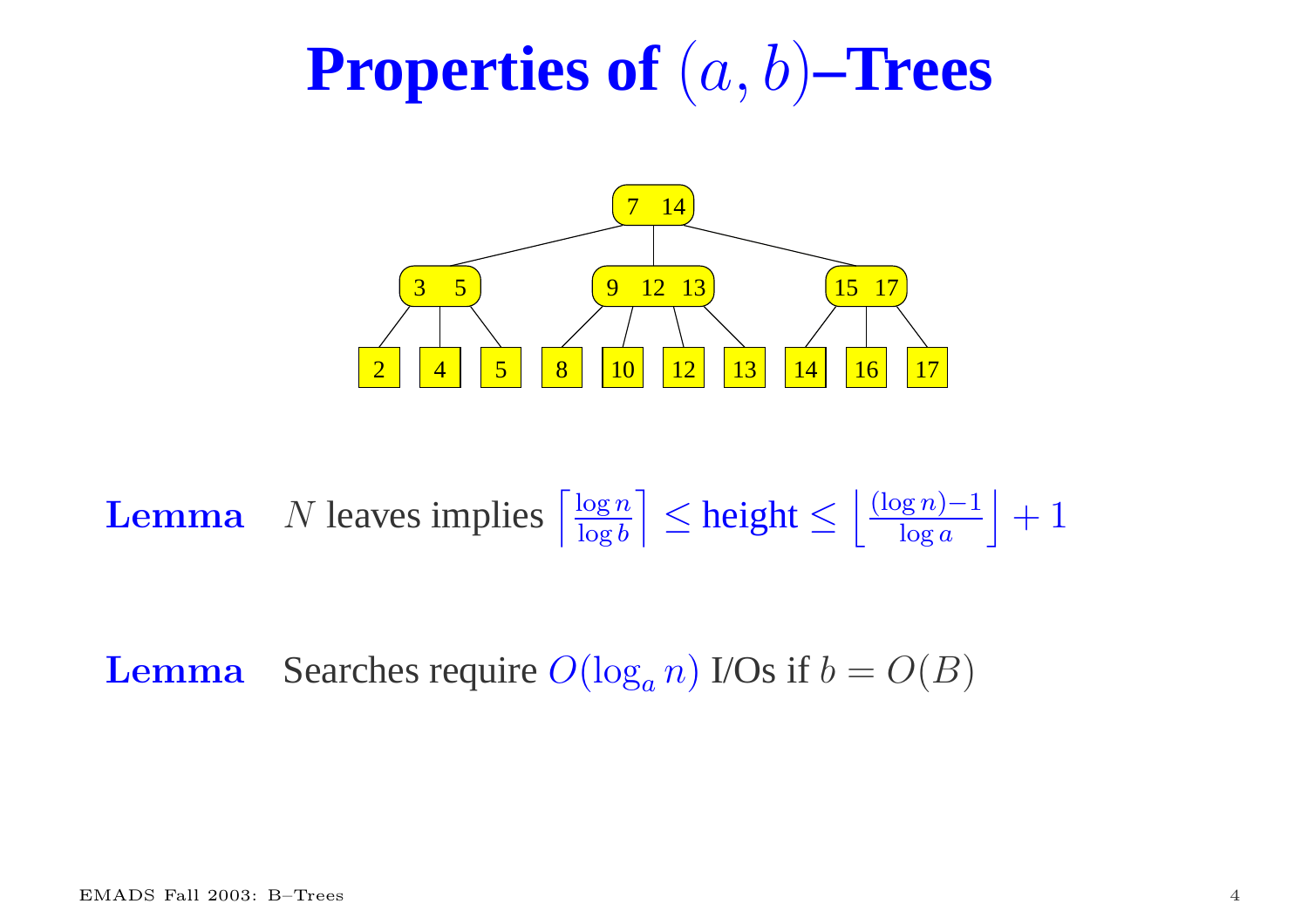# Properties of $(a, b)$–Trees

**Lemma** $N$ leaves implies $\left\lceil \frac{\log n}{\log b} \right\rceil \leq$ height $\leq \left\lfloor \frac{(\log n)-1}{\log a} \right\rfloor + 1$

**Lemma** Searches require $O(\log_a n)$ I/Os if $b = O(B)$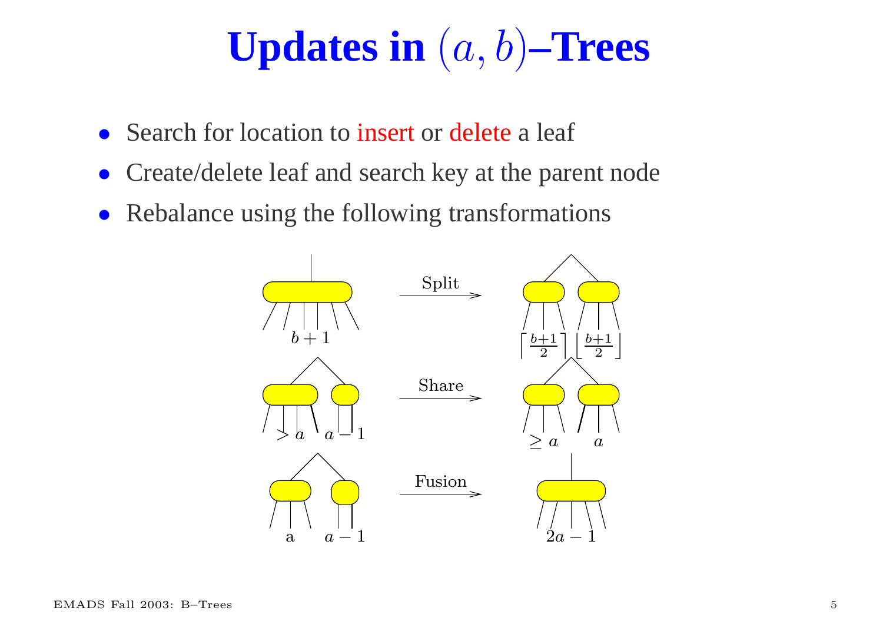# Updates in $(a, b)$–Trees

- Search for location to insert or delete a leaf
- Create/delete leaf and search key at the parent node
- Rebalance using the following transformations

Split: $b+1$ → $\left\lceil \frac{b+1}{2} \right\rceil$ $\left\lfloor \frac{b+1}{2} \right\rfloor$

Share: $> a$, $a-1$ → $\geq a$, $a$

Fusion: a, $a-1$ → $2a-1$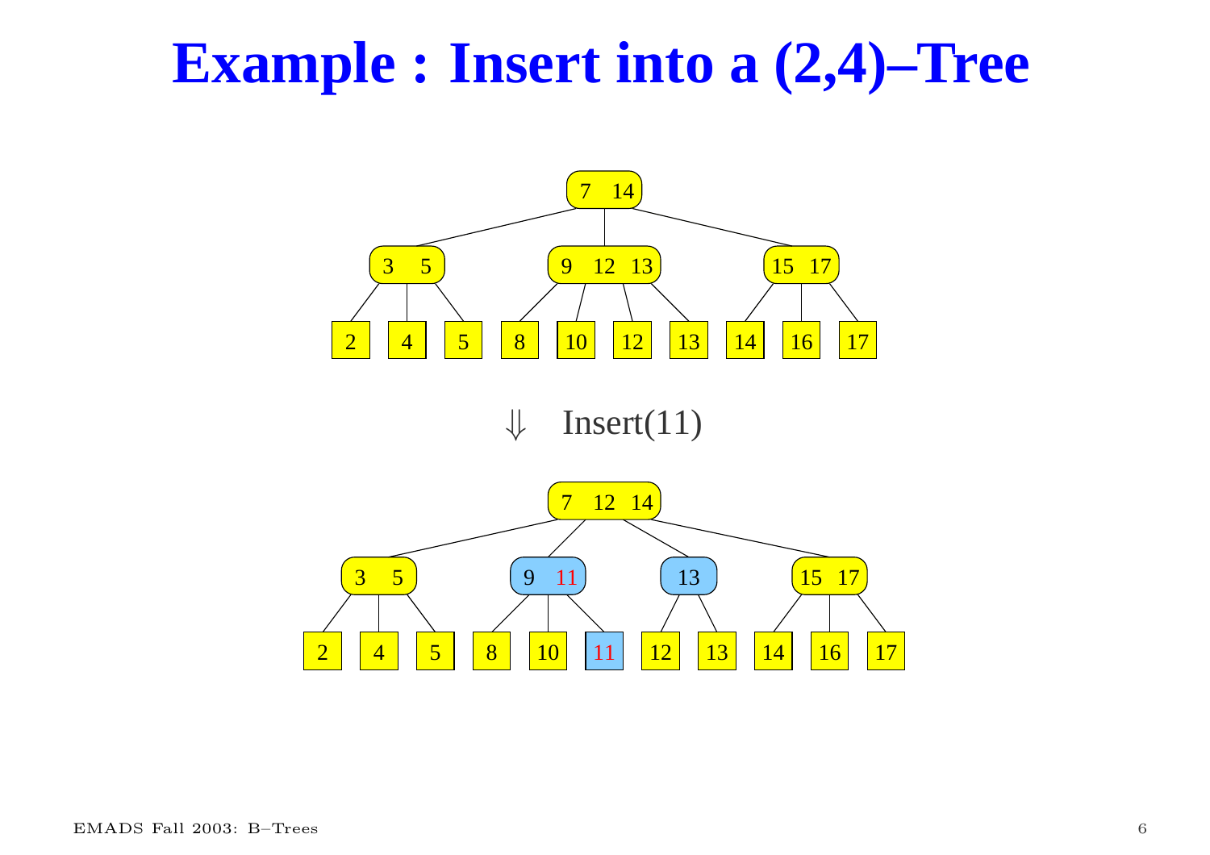# Example : Insert into a (2,4)–Tree

⇓ Insert(11)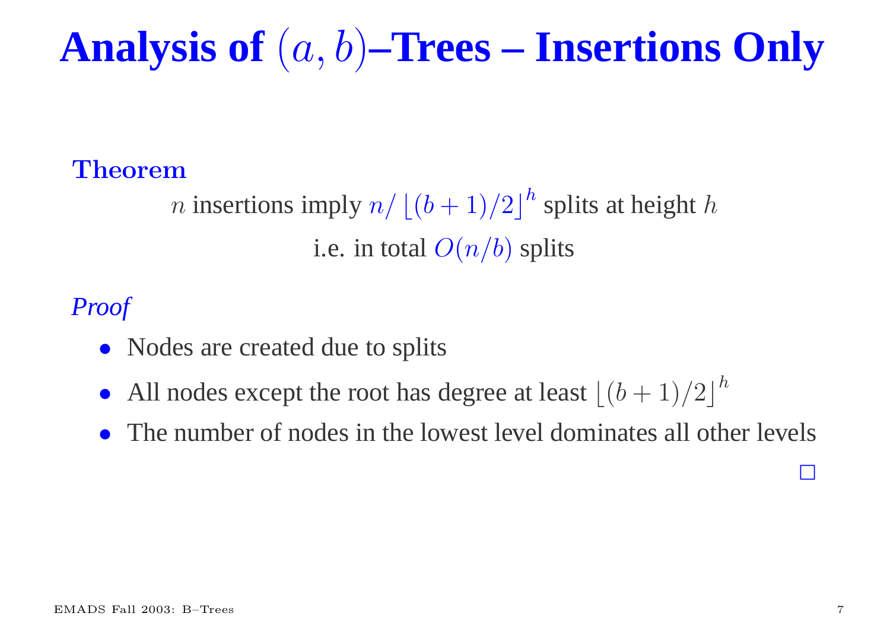# Analysis of $(a, b)$–Trees – Insertions Only

**Theorem**

$n$ insertions imply $n/\left\lfloor(b+1)/2\right\rfloor^h$ splits at height $h$

i.e. in total $O(n/b)$ splits

*Proof*

- Nodes are created due to splits
- All nodes except the root has degree at least $\left\lfloor(b+1)/2\right\rfloor^h$
- The number of nodes in the lowest level dominates all other levels

□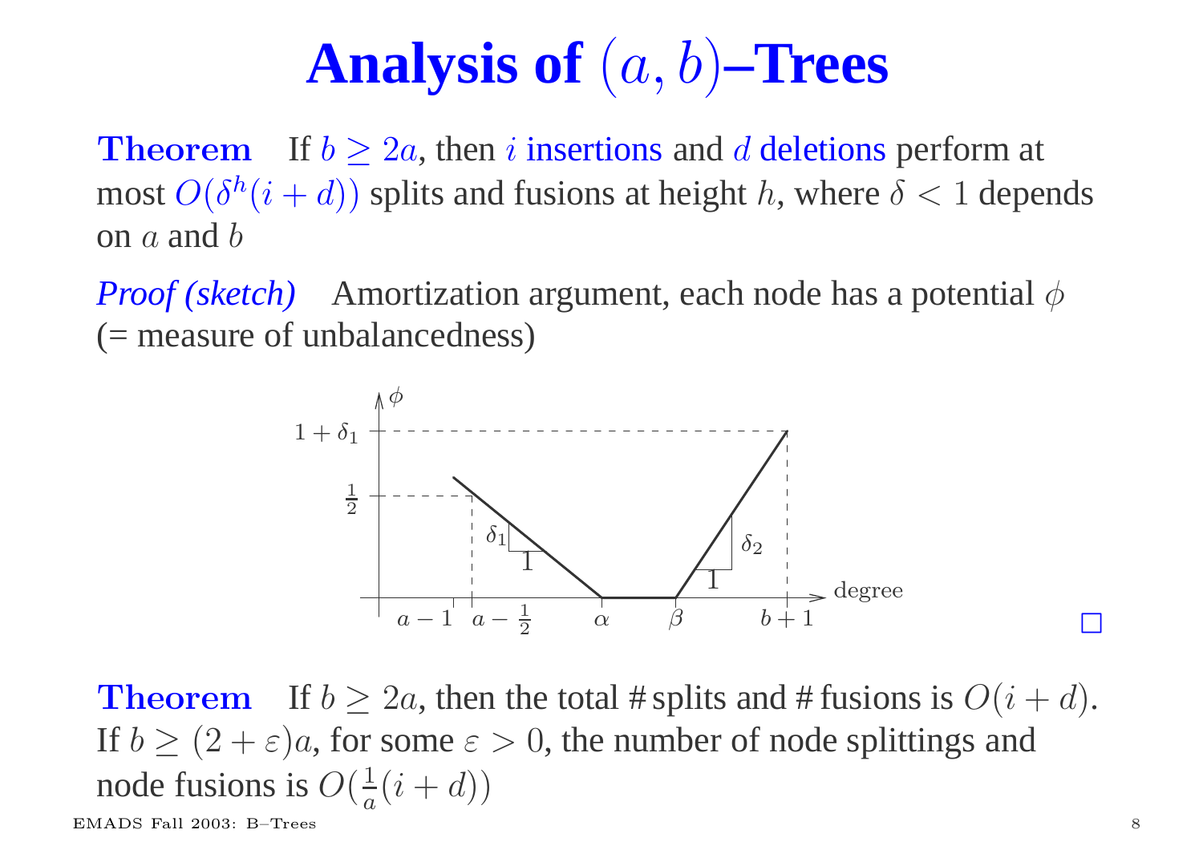# Analysis of $(a, b)$–Trees

**Theorem** If $b \geq 2a$, then $i$ insertions and $d$ deletions perform at most $O(\delta^h(i + d))$ splits and fusions at height $h$, where $\delta < 1$ depends on $a$ and $b$

*Proof (sketch)* Amortization argument, each node has a potential $\phi$ (= measure of unbalancedness)

□

**Theorem** If $b \geq 2a$, then the total # splits and # fusions is $O(i + d)$. If $b \geq (2 + \varepsilon)a$, for some $\varepsilon > 0$, the number of node splittings and node fusions is $O(\frac{1}{a}(i + d))$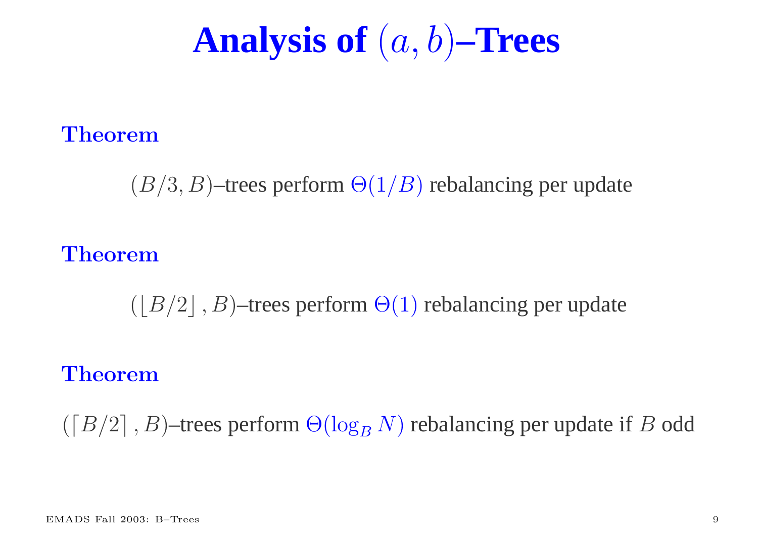# Analysis of $(a, b)$–Trees

**Theorem**

$(B/3, B)$–trees perform $\Theta(1/B)$ rebalancing per update

**Theorem**

$(\lfloor B/2 \rfloor, B)$–trees perform $\Theta(1)$ rebalancing per update

**Theorem**

$(\lceil B/2 \rceil, B)$–trees perform $\Theta(\log_B N)$ rebalancing per update if $B$ odd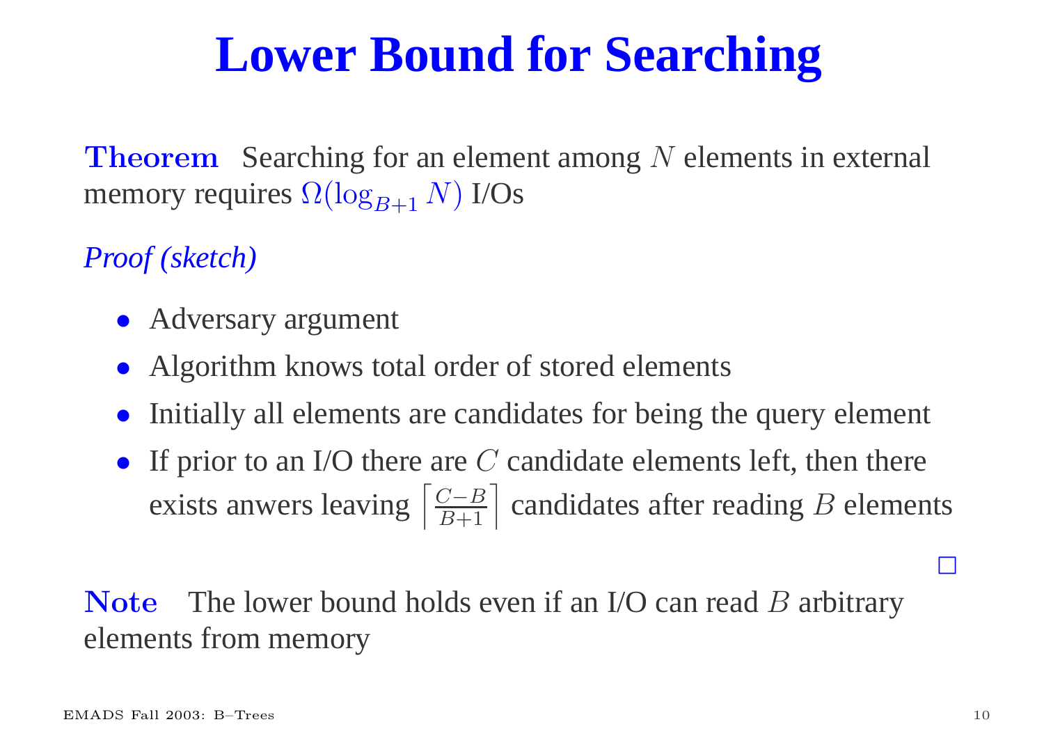# Lower Bound for Searching

**Theorem** Searching for an element among $N$ elements in external memory requires $\Omega(\log_{B+1} N)$ I/Os

*Proof (sketch)*

- Adversary argument
- Algorithm knows total order of stored elements
- Initially all elements are candidates for being the query element
- If prior to an I/O there are $C$ candidate elements left, then there exists anwers leaving $\left\lceil \frac{C-B}{B+1} \right\rceil$ candidates after reading $B$ elements

□

**Note** The lower bound holds even if an I/O can read $B$ arbitrary elements from memory